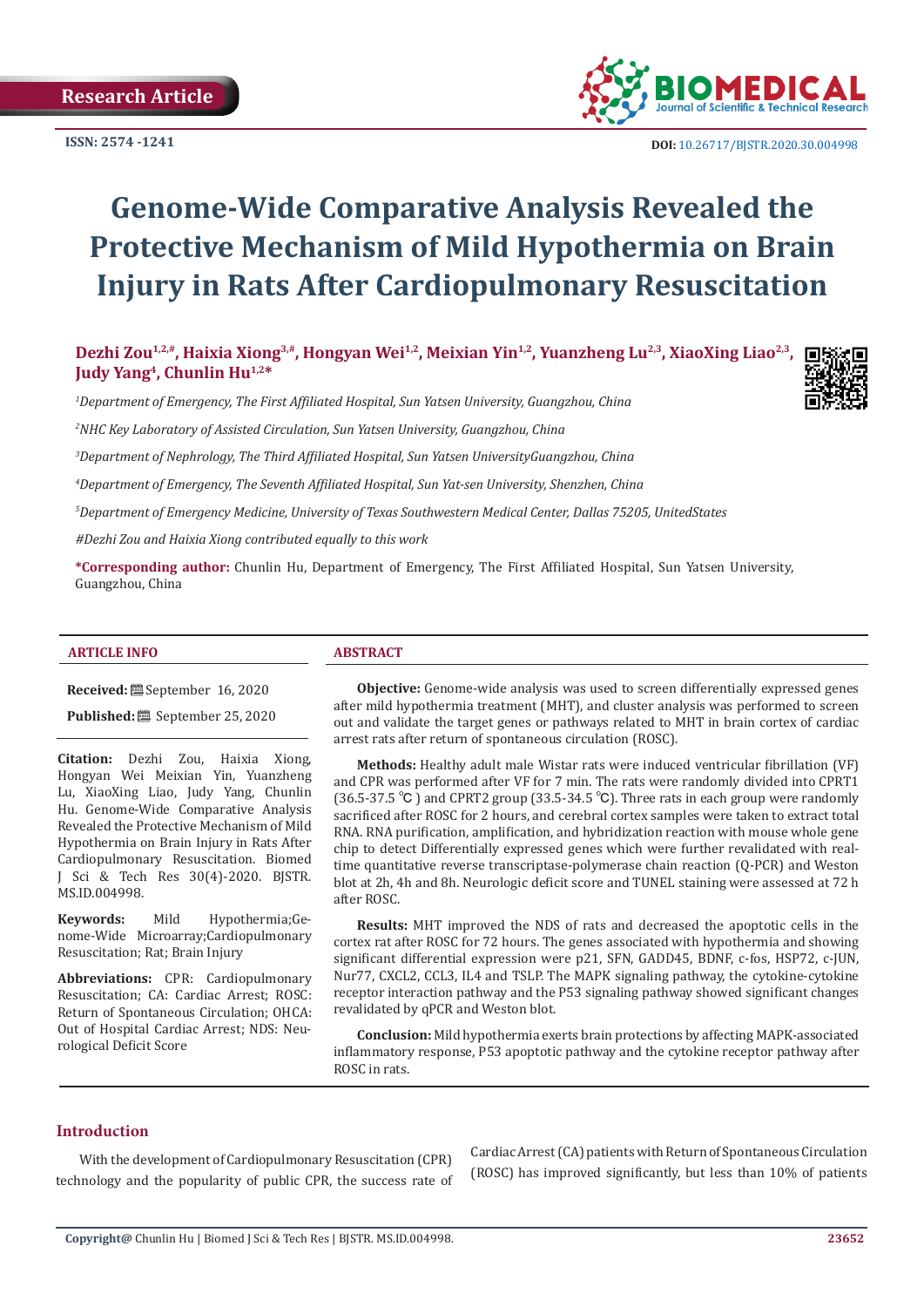Research Article

ISSN: 2574 -1241

DOI: 10.26717/BJSTR.2020.30.004998

# Genome-Wide Comparative Analysis Revealed the Protective Mechanism of Mild Hypothermia on Brain Injury in Rats After Cardiopulmonary Resuscitation

**Dezhi Zou[1,2,#], Haixia Xiong[3,#], Hongyan Wei[1,2], Meixian Yin[1,2], Yuanzheng Lu[2,3], XiaoXing Liao[2,3], Judy Yang[4], Chunlin Hu[1,2*]**

*[1]Department of Emergency, The First Affiliated Hospital, Sun Yatsen University, Guangzhou, China*

*[2]NHC Key Laboratory of Assisted Circulation, Sun Yatsen University, Guangzhou, China*

*[3]Department of Nephrology, The Third Affiliated Hospital, Sun Yatsen UniversityGuangzhou, China*

*[4]Department of Emergency, The Seventh Affiliated Hospital, Sun Yat-sen University, Shenzhen, China*

*[5]Department of Emergency Medicine, University of Texas Southwestern Medical Center, Dallas 75205, UnitedStates*

*#Dezhi Zou and Haixia Xiong contributed equally to this work*

**\*Corresponding author:** Chunlin Hu, Department of Emergency, The First Affiliated Hospital, Sun Yatsen University, Guangzhou, China

## ARTICLE INFO

**Received:** September 16, 2020

**Published:** September 25, 2020

**Citation:** Dezhi Zou, Haixia Xiong, Hongyan Wei Meixian Yin, Yuanzheng Lu, XiaoXing Liao, Judy Yang, Chunlin Hu. Genome-Wide Comparative Analysis Revealed the Protective Mechanism of Mild Hypothermia on Brain Injury in Rats After Cardiopulmonary Resuscitation. Biomed J Sci & Tech Res 30(4)-2020. BJSTR. MS.ID.004998.

**Keywords:** Mild Hypothermia;Genome-Wide Microarray;Cardiopulmonary Resuscitation; Rat; Brain Injury

**Abbreviations:** CPR: Cardiopulmonary Resuscitation; CA: Cardiac Arrest; ROSC: Return of Spontaneous Circulation; OHCA: Out of Hospital Cardiac Arrest; NDS: Neurological Deficit Score

## ABSTRACT

**Objective:** Genome-wide analysis was used to screen differentially expressed genes after mild hypothermia treatment (MHT), and cluster analysis was performed to screen out and validate the target genes or pathways related to MHT in brain cortex of cardiac arrest rats after return of spontaneous circulation (ROSC).

**Methods:** Healthy adult male Wistar rats were induced ventricular fibrillation (VF) and CPR was performed after VF for 7 min. The rats were randomly divided into CPRT1 (36.5-37.5 ℃) and CPRT2 group (33.5-34.5 ℃). Three rats in each group were randomly sacrificed after ROSC for 2 hours, and cerebral cortex samples were taken to extract total RNA. RNA purification, amplification, and hybridization reaction with mouse whole gene chip to detect Differentially expressed genes which were further revalidated with real-time quantitative reverse transcriptase-polymerase chain reaction (Q-PCR) and Weston blot at 2h, 4h and 8h. Neurologic deficit score and TUNEL staining were assessed at 72 h after ROSC.

**Results:** MHT improved the NDS of rats and decreased the apoptotic cells in the cortex rat after ROSC for 72 hours. The genes associated with hypothermia and showing significant differential expression were p21, SFN, GADD45, BDNF, c-fos, HSP72, c-JUN, Nur77, CXCL2, CCL3, IL4 and TSLP. The MAPK signaling pathway, the cytokine-cytokine receptor interaction pathway and the P53 signaling pathway showed significant changes revalidated by qPCR and Weston blot.

**Conclusion:** Mild hypothermia exerts brain protections by affecting MAPK-associated inflammatory response, P53 apoptotic pathway and the cytokine receptor pathway after ROSC in rats.

## Introduction

With the development of Cardiopulmonary Resuscitation (CPR) technology and the popularity of public CPR, the success rate of Cardiac Arrest (CA) patients with Return of Spontaneous Circulation (ROSC) has improved significantly, but less than 10% of patients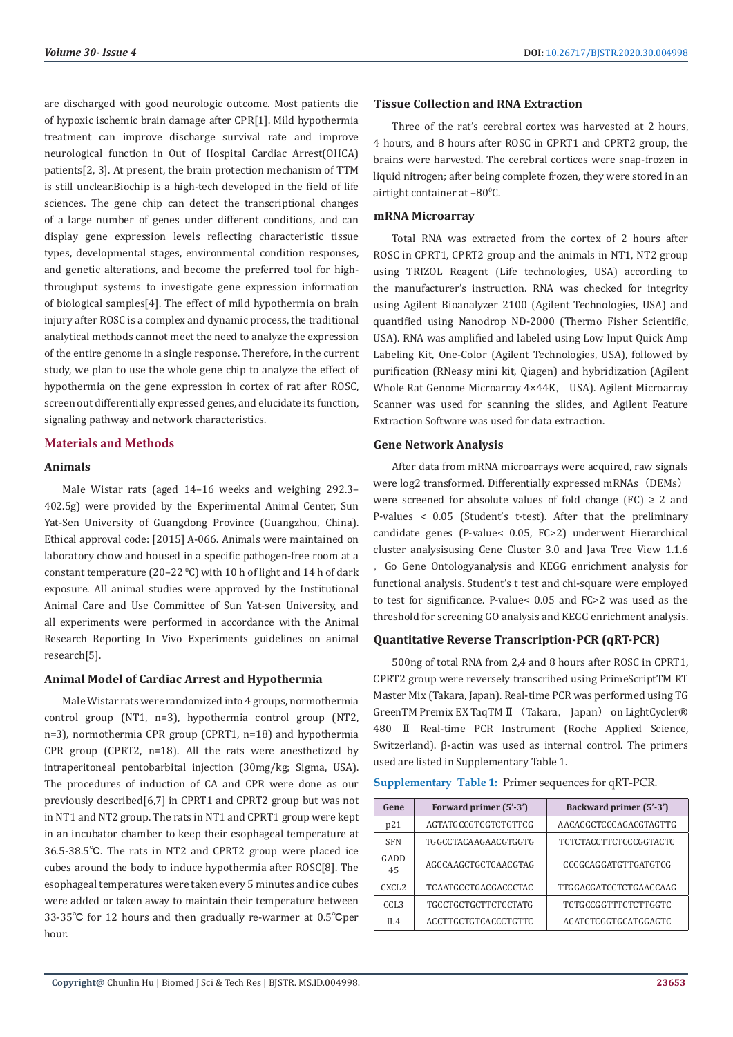are discharged with good neurologic outcome. Most patients die of hypoxic ischemic brain damage after CPR[1]. Mild hypothermia treatment can improve discharge survival rate and improve neurological function in Out of Hospital Cardiac Arrest(OHCA) patients[2, 3]. At present, the brain protection mechanism of TTM is still unclear.Biochip is a high-tech developed in the field of life sciences. The gene chip can detect the transcriptional changes of a large number of genes under different conditions, and can display gene expression levels reflecting characteristic tissue types, developmental stages, environmental condition responses, and genetic alterations, and become the preferred tool for high-throughput systems to investigate gene expression information of biological samples[4]. The effect of mild hypothermia on brain injury after ROSC is a complex and dynamic process, the traditional analytical methods cannot meet the need to analyze the expression of the entire genome in a single response. Therefore, in the current study, we plan to use the whole gene chip to analyze the effect of hypothermia on the gene expression in cortex of rat after ROSC, screen out differentially expressed genes, and elucidate its function, signaling pathway and network characteristics.

## Materials and Methods

### Animals

Male Wistar rats (aged 14–16 weeks and weighing 292.3–402.5g) were provided by the Experimental Animal Center, Sun Yat-Sen University of Guangdong Province (Guangzhou, China). Ethical approval code: [2015] A-066. Animals were maintained on laboratory chow and housed in a specific pathogen-free room at a constant temperature (20–22 $^0$C) with 10 h of light and 14 h of dark exposure. All animal studies were approved by the Institutional Animal Care and Use Committee of Sun Yat-sen University, and all experiments were performed in accordance with the Animal Research Reporting In Vivo Experiments guidelines on animal research[5].

### Animal Model of Cardiac Arrest and Hypothermia

Male Wistar rats were randomized into 4 groups, normothermia control group (NT1, n=3), hypothermia control group (NT2, n=3), normothermia CPR group (CPRT1, n=18) and hypothermia CPR group (CPRT2, n=18). All the rats were anesthetized by intraperitoneal pentobarbital injection (30mg/kg; Sigma, USA). The procedures of induction of CA and CPR were done as our previously described[6,7] in CPRT1 and CPRT2 group but was not in NT1 and NT2 group. The rats in NT1 and CPRT1 group were kept in an incubator chamber to keep their esophageal temperature at 36.5-38.5℃. The rats in NT2 and CPRT2 group were placed ice cubes around the body to induce hypothermia after ROSC[8]. The esophageal temperatures were taken every 5 minutes and ice cubes were added or taken away to maintain their temperature between 33-35℃ for 12 hours and then gradually re-warmer at 0.5℃per hour.

### Tissue Collection and RNA Extraction

Three of the rat's cerebral cortex was harvested at 2 hours, 4 hours, and 8 hours after ROSC in CPRT1 and CPRT2 group, the brains were harvested. The cerebral cortices were snap-frozen in liquid nitrogen; after being complete frozen, they were stored in an airtight container at –80$^0$C.

### mRNA Microarray

Total RNA was extracted from the cortex of 2 hours after ROSC in CPRT1, CPRT2 group and the animals in NT1, NT2 group using TRIZOL Reagent (Life technologies, USA) according to the manufacturer's instruction. RNA was checked for integrity using Agilent Bioanalyzer 2100 (Agilent Technologies, USA) and quantified using Nanodrop ND-2000 (Thermo Fisher Scientific, USA). RNA was amplified and labeled using Low Input Quick Amp Labeling Kit, One-Color (Agilent Technologies, USA), followed by purification (RNeasy mini kit, Qiagen) and hybridization (Agilent Whole Rat Genome Microarray 4×44K， USA). Agilent Microarray Scanner was used for scanning the slides, and Agilent Feature Extraction Software was used for data extraction.

### Gene Network Analysis

After data from mRNA microarrays were acquired, raw signals were log2 transformed. Differentially expressed mRNAs（DEMs） were screened for absolute values of fold change (FC) ≥ 2 and P-values < 0.05 (Student's t-test). After that the preliminary candidate genes (P-value< 0.05, FC>2) underwent Hierarchical cluster analysisusing Gene Cluster 3.0 and Java Tree View 1.1.6，Go Gene Ontologyanalysis and KEGG enrichment analysis for functional analysis. Student's t test and chi-square were employed to test for significance. P-value< 0.05 and FC>2 was used as the threshold for screening GO analysis and KEGG enrichment analysis.

### Quantitative Reverse Transcription-PCR (qRT-PCR)

500ng of total RNA from 2,4 and 8 hours after ROSC in CPRT1, CPRT2 group were reversely transcribed using PrimeScriptTM RT Master Mix (Takara, Japan). Real-time PCR was performed using TG GreenTM Premix EX TaqTM Ⅱ（Takara，Japan） on LightCycler® 480 Ⅱ Real-time PCR Instrument (Roche Applied Science, Switzerland). β-actin was used as internal control. The primers used are listed in Supplementary Table 1.

**Supplementary Table 1:** Primer sequences for qRT-PCR.

| Gene | Forward primer (5'-3') | Backward primer (5'-3') |
|---|---|---|
| p21 | AGTATGCCGTCGTCTGTTCG | AACACGCTCCCAGACGTAGTTG |
| SFN | TGGCCTACAAGAACGTGGTG | TCTCTACCTTCTCCCGGTACTC |
| GADD 45 | AGCCAAGCTGCTCAACGTAG | CCCGCAGGATGTTGATGTCG |
| CXCL2 | TCAATGCCTGACGACCCTAC | TTGGACGATCCTCTGAACCAAG |
| CCL3 | TGCCTGCTGCTTCTCCTATG | TCTGCCGGTTTCTCTTGGTC |
| IL4 | ACCTTGCTGTCACCCTGTTC | ACATCTCGGTGCATGGAGTC |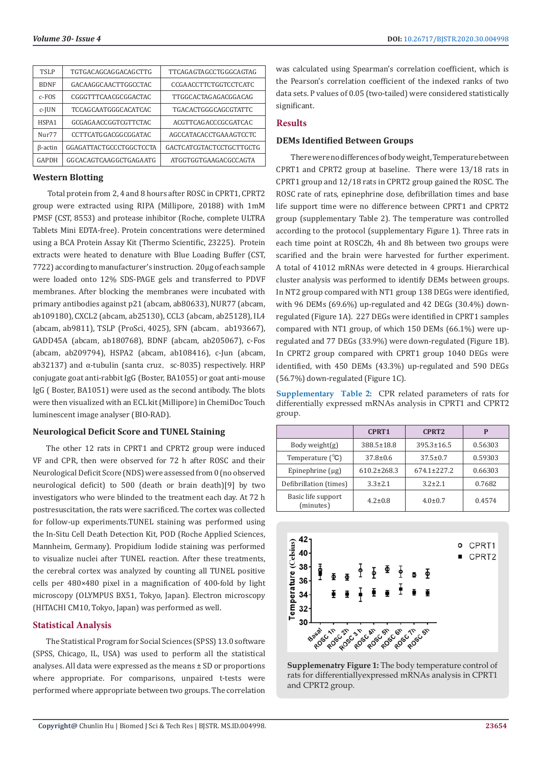| TSLP | TGTGACAGCAGGACAGCTTG | TTCAGAGTAGCCTGGGCAGTAG |
|---|---|---|
| BDNF | GACAAGGCAACTTGGCCTAC | CCGAACCTTCTGGTCCTCATC |
| c-FOS | CGGGTTTCAACGCGGACTAC | TTGGCACTAGAGACGGACAG |
| c-JUN | TCCAGCAATGGGCACATCAC | TGACACTGGGCAGCGTATTC |
| HSPA1 | GCGAGAACCGGTCGTTCTAC | ACGTTCAGACCCGCGATCAC |
| Nur77 | CCTTCATGGACGGCGGATAC | AGCCATACACCTGAAAGTCCTC |
| β-actin | GGAGATTACTGCCCTGGCTCCTA | GACTCATCGTACTCCTGCTTGCTG |
| GAPDH | GGCACAGTCAAGGCTGAGAATG | ATGGTGGTGAAGACGCCAGTA |

### Western Blotting

Total protein from 2, 4 and 8 hours after ROSC in CPRT1, CPRT2 group were extracted using RIPA (Millipore, 20188) with 1mM PMSF (CST, 8553) and protease inhibitor (Roche, complete ULTRA Tablets Mini EDTA-free). Protein concentrations were determined using a BCA Protein Assay Kit (Thermo Scientific, 23225). Protein extracts were heated to denature with Blue Loading Buffer (CST, 7722) according to manufacturer's instruction. 20μg of each sample were loaded onto 12% SDS-PAGE gels and transferred to PDVF membranes. After blocking the membranes were incubated with primary antibodies against p21 (abcam, ab80633), NUR77 (abcam, ab109180), CXCL2 (abcam, ab25130), CCL3 (abcam, ab25128), IL4 (abcam, ab9811), TSLP (ProSci, 4025), SFN (abcam, ab193667), GADD45A (abcam, ab180768), BDNF (abcam, ab205067), c-Fos (abcam, ab209794), HSPA2 (abcam, ab108416), c-Jun (abcam, ab32137) and α-tubulin (santa cruz, sc-8035) respectively. HRP conjugate goat anti-rabbit IgG (Boster, BA1055) or goat anti-mouse IgG ( Boster, BA1051) were used as the second antibody. The blots were then visualized with an ECL kit (Millipore) in ChemiDoc Touch luminescent image analyser (BIO-RAD).

### Neurological Deficit Score and TUNEL Staining

The other 12 rats in CPRT1 and CPRT2 group were induced VF and CPR, then were observed for 72 h after ROSC and their Neurological Deficit Score (NDS) were assessed from 0 (no observed neurological deficit) to 500 (death or brain death)[9] by two investigators who were blinded to the treatment each day. At 72 h postresuscitation, the rats were sacrificed. The cortex was collected for follow-up experiments.TUNEL staining was performed using the In-Situ Cell Death Detection Kit, POD (Roche Applied Sciences, Mannheim, Germany). Propidium Iodide staining was performed to visualize nuclei after TUNEL reaction. After these treatments, the cerebral cortex was analyzed by counting all TUNEL positive cells per 480×480 pixel in a magnification of 400-fold by light microscopy (OLYMPUS BX51, Tokyo, Japan). Electron microscopy (HITACHI CM10, Tokyo, Japan) was performed as well.

## Statistical Analysis

The Statistical Program for Social Sciences (SPSS) 13.0 software (SPSS, Chicago, IL, USA) was used to perform all the statistical analyses. All data were expressed as the means ± SD or proportions where appropriate. For comparisons, unpaired t-tests were performed where appropriate between two groups. The correlation was calculated using Spearman's correlation coefficient, which is the Pearson's correlation coefficient of the indexed ranks of two data sets. P values of 0.05 (two-tailed) were considered statistically significant.

## Results

### DEMs Identified Between Groups

There were no differences of body weight, Temperature between CPRT1 and CPRT2 group at baseline. There were 13/18 rats in CPRT1 group and 12/18 rats in CPRT2 group gained the ROSC. The ROSC rate of rats, epinephrine dose, defibrillation times and base life support time were no difference between CPRT1 and CPRT2 group (supplementary Table 2). The temperature was controlled according to the protocol (supplementary Figure 1). Three rats in each time point at ROSC2h, 4h and 8h between two groups were scarified and the brain were harvested for further experiment. A total of 41012 mRNAs were detected in 4 groups. Hierarchical cluster analysis was performed to identify DEMs between groups. In NT2 group compared with NT1 group 138 DEGs were identified, with 96 DEMs (69.6%) up-regulated and 42 DEGs (30.4%) down-regulated (Figure 1A). 227 DEGs were identified in CPRT1 samples compared with NT1 group, of which 150 DEMs (66.1%) were up-regulated and 77 DEGs (33.9%) were down-regulated (Figure 1B). In CPRT2 group compared with CPRT1 group 1040 DEGs were identified, with 450 DEMs (43.3%) up-regulated and 590 DEGs (56.7%) down-regulated (Figure 1C).

**Supplementary Table 2:** CPR related parameters of rats for differentially expressed mRNAs analysis in CPRT1 and CPRT2 group.

| | CPRT1 | CPRT2 | P |
|---|---|---|---|
| Body weight(g) | 388.5±18.8 | 395.3±16.5 | 0.56303 |
| Temperature (℃) | 37.8±0.6 | 37.5±0.7 | 0.59303 |
| Epinephrine (μg) | 610.2±268.3 | 674.1±227.2 | 0.66303 |
| Defibrillation (times) | 3.3±2.1 | 3.2±2.1 | 0.7682 |
| Basic life support (minutes) | 4.2±0.8 | 4.0±0.7 | 0.4574 |

**Supplemenatry Figure 1:** The body temperature control of rats for differentiallyexpressed mRNAs analysis in CPRT1 and CPRT2 group.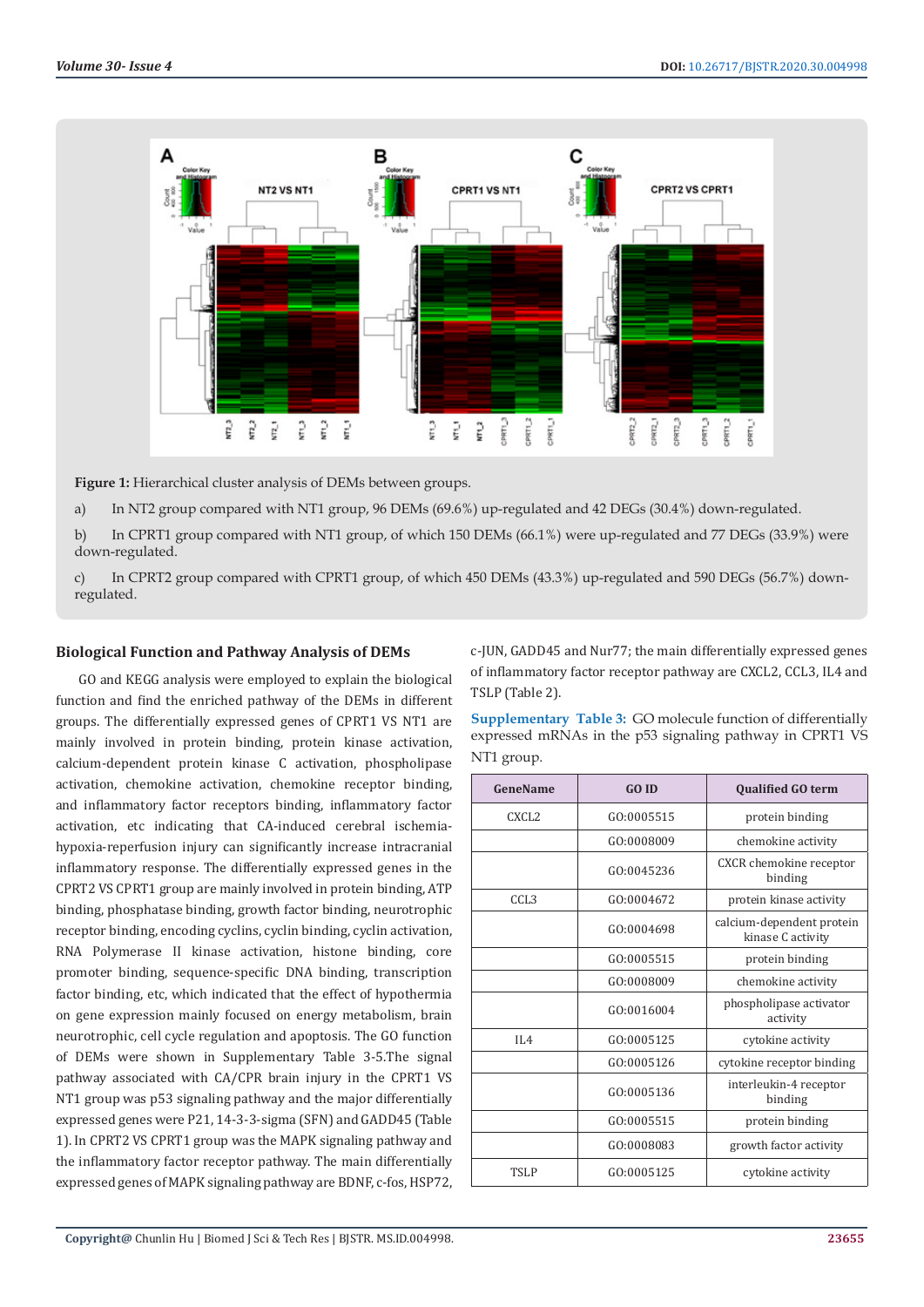**Figure 1:** Hierarchical cluster analysis of DEMs between groups.

a) In NT2 group compared with NT1 group, 96 DEMs (69.6%) up-regulated and 42 DEGs (30.4%) down-regulated.

b) In CPRT1 group compared with NT1 group, of which 150 DEMs (66.1%) were up-regulated and 77 DEGs (33.9%) were down-regulated.

c) In CPRT2 group compared with CPRT1 group, of which 450 DEMs (43.3%) up-regulated and 590 DEGs (56.7%) down-regulated.

### Biological Function and Pathway Analysis of DEMs

GO and KEGG analysis were employed to explain the biological function and find the enriched pathway of the DEMs in different groups. The differentially expressed genes of CPRT1 VS NT1 are mainly involved in protein binding, protein kinase activation, calcium-dependent protein kinase C activation, phospholipase activation, chemokine activation, chemokine receptor binding, and inflammatory factor receptors binding, inflammatory factor activation, etc indicating that CA-induced cerebral ischemia-hypoxia-reperfusion injury can significantly increase intracranial inflammatory response. The differentially expressed genes in the CPRT2 VS CPRT1 group are mainly involved in protein binding, ATP binding, phosphatase binding, growth factor binding, neurotrophic receptor binding, encoding cyclins, cyclin binding, cyclin activation, RNA Polymerase II kinase activation, histone binding, core promoter binding, sequence-specific DNA binding, transcription factor binding, etc, which indicated that the effect of hypothermia on gene expression mainly focused on energy metabolism, brain neurotrophic, cell cycle regulation and apoptosis. The GO function of DEMs were shown in Supplementary Table 3-5.The signal pathway associated with CA/CPR brain injury in the CPRT1 VS NT1 group was p53 signaling pathway and the major differentially expressed genes were P21, 14-3-3-sigma (SFN) and GADD45 (Table 1). In CPRT2 VS CPRT1 group was the MAPK signaling pathway and the inflammatory factor receptor pathway. The main differentially expressed genes of MAPK signaling pathway are BDNF, c-fos, HSP72, c-JUN, GADD45 and Nur77; the main differentially expressed genes of inflammatory factor receptor pathway are CXCL2, CCL3, IL4 and TSLP (Table 2).

**Supplementary Table 3:** GO molecule function of differentially expressed mRNAs in the p53 signaling pathway in CPRT1 VS NT1 group.

| GeneName | GO ID | Qualified GO term |
|---|---|---|
| CXCL2 | GO:0005515 | protein binding |
| | GO:0008009 | chemokine activity |
| | GO:0045236 | CXCR chemokine receptor binding |
| CCL3 | GO:0004672 | protein kinase activity |
| | GO:0004698 | calcium-dependent protein kinase C activity |
| | GO:0005515 | protein binding |
| | GO:0008009 | chemokine activity |
| | GO:0016004 | phospholipase activator activity |
| IL4 | GO:0005125 | cytokine activity |
| | GO:0005126 | cytokine receptor binding |
| | GO:0005136 | interleukin-4 receptor binding |
| | GO:0005515 | protein binding |
| | GO:0008083 | growth factor activity |
| TSLP | GO:0005125 | cytokine activity |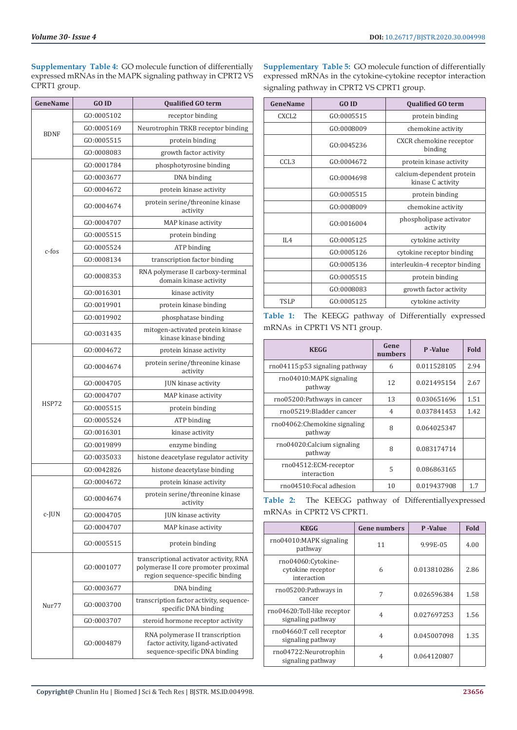**Supplementary Table 4:** GO molecule function of differentially expressed mRNAs in the MAPK signaling pathway in CPRT2 VS CPRT1 group.

| GeneName | GO ID | Qualified GO term |
|---|---|---|
| BDNF | GO:0005102 | receptor binding |
| | GO:0005169 | Neurotrophin TRKB receptor binding |
| | GO:0005515 | protein binding |
| | GO:0008083 | growth factor activity |
| c-fos | GO:0001784 | phosphotyrosine binding |
| | GO:0003677 | DNA binding |
| | GO:0004672 | protein kinase activity |
| | GO:0004674 | protein serine/threonine kinase activity |
| | GO:0004707 | MAP kinase activity |
| | GO:0005515 | protein binding |
| | GO:0005524 | ATP binding |
| | GO:0008134 | transcription factor binding |
| | GO:0008353 | RNA polymerase II carboxy-terminal domain kinase activity |
| | GO:0016301 | kinase activity |
| | GO:0019901 | protein kinase binding |
| | GO:0019902 | phosphatase binding |
| | GO:0031435 | mitogen-activated protein kinase kinase kinase binding |
| HSP72 | GO:0004672 | protein kinase activity |
| | GO:0004674 | protein serine/threonine kinase activity |
| | GO:0004705 | JUN kinase activity |
| | GO:0004707 | MAP kinase activity |
| | GO:0005515 | protein binding |
| | GO:0005524 | ATP binding |
| | GO:0016301 | kinase activity |
| | GO:0019899 | enzyme binding |
| | GO:0035033 | histone deacetylase regulator activity |
| | GO:0042826 | histone deacetylase binding |
| c-JUN | GO:0004672 | protein kinase activity |
| | GO:0004674 | protein serine/threonine kinase activity |
| | GO:0004705 | JUN kinase activity |
| | GO:0004707 | MAP kinase activity |
| | GO:0005515 | protein binding |
| Nur77 | GO:0001077 | transcriptional activator activity, RNA polymerase II core promoter proximal region sequence-specific binding |
| | GO:0003677 | DNA binding |
| | GO:0003700 | transcription factor activity, sequence-specific DNA binding |
| | GO:0003707 | steroid hormone receptor activity |
| | GO:0004879 | RNA polymerase II transcription factor activity, ligand-activated sequence-specific DNA binding |

**Supplementary Table 5:** GO molecule function of differentially expressed mRNAs in the cytokine-cytokine receptor interaction signaling pathway in CPRT2 VS CPRT1 group.

| GeneName | GO ID | Qualified GO term |
|---|---|---|
| CXCL2 | GO:0005515 | protein binding |
| | GO:0008009 | chemokine activity |
| | GO:0045236 | CXCR chemokine receptor binding |
| CCL3 | GO:0004672 | protein kinase activity |
| | GO:0004698 | calcium-dependent protein kinase C activity |
| | GO:0005515 | protein binding |
| | GO:0008009 | chemokine activity |
| | GO:0016004 | phospholipase activator activity |
| IL4 | GO:0005125 | cytokine activity |
| | GO:0005126 | cytokine receptor binding |
| | GO:0005136 | interleukin-4 receptor binding |
| | GO:0005515 | protein binding |
| | GO:0008083 | growth factor activity |
| TSLP | GO:0005125 | cytokine activity |

**Table 1:** The KEEGG pathway of Differentially expressed mRNAs in CPRT1 VS NT1 group.

| KEGG | Gene numbers | P -Value | Fold |
|---|---|---|---|
| rno04115:p53 signaling pathway | 6 | 0.011528105 | 2.94 |
| rno04010:MAPK signaling pathway | 12 | 0.021495154 | 2.67 |
| rno05200:Pathways in cancer | 13 | 0.030651696 | 1.51 |
| rno05219:Bladder cancer | 4 | 0.037841453 | 1.42 |
| rno04062:Chemokine signaling pathway | 8 | 0.064025347 | |
| rno04020:Calcium signaling pathway | 8 | 0.083174714 | |
| rno04512:ECM-receptor interaction | 5 | 0.086863165 | |
| rno04510:Focal adhesion | 10 | 0.019437908 | 1.7 |

**Table 2:** The KEEGG pathway of Differentiallyexpressed mRNAs in CPRT2 VS CPRT1.

| KEGG | Gene numbers | P -Value | Fold |
|---|---|---|---|
| rno04010:MAPK signaling pathway | 11 | 9.99E-05 | 4.00 |
| rno04060:Cytokine-cytokine receptor interaction | 6 | 0.013810286 | 2.86 |
| rno05200:Pathways in cancer | 7 | 0.026596384 | 1.58 |
| rno04620:Toll-like receptor signaling pathway | 4 | 0.027697253 | 1.56 |
| rno04660:T cell receptor signaling pathway | 4 | 0.045007098 | 1.35 |
| rno04722:Neurotrophin signaling pathway | 4 | 0.064120807 | |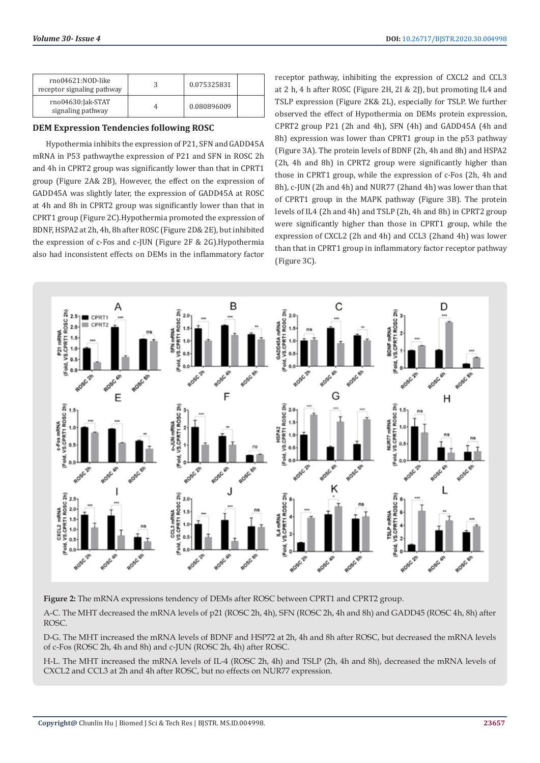| rno04621:NOD-like receptor signaling pathway | 3 | 0.075325831 | |
| --- | --- | --- | --- |
| rno04630:Jak-STAT signaling pathway | 4 | 0.080896009 | |

### DEM Expression Tendencies following ROSC

Hypothermia inhibits the expression of P21, SFN and GADD45A mRNA in P53 pathwaythe expression of P21 and SFN in ROSC 2h and 4h in CPRT2 group was significantly lower than that in CPRT1 group (Figure 2A& 2B), However, the effect on the expression of GADD45A was slightly later, the expression of GADD45A at ROSC at 4h and 8h in CPRT2 group was significantly lower than that in CPRT1 group (Figure 2C).Hypothermia promoted the expression of BDNF, HSPA2 at 2h, 4h, 8h after ROSC (Figure 2D& 2E), but inhibited the expression of c-Fos and c-JUN (Figure 2F & 2G).Hypothermia also had inconsistent effects on DEMs in the inflammatory factor receptor pathway, inhibiting the expression of CXCL2 and CCL3 at 2 h, 4 h after ROSC (Figure 2H, 2I & 2J), but promoting IL4 and TSLP expression (Figure 2K& 2L), especially for TSLP. We further observed the effect of Hypothermia on DEMs protein expression, CPRT2 group P21 (2h and 4h), SFN (4h) and GADD45A (4h and 8h) expression was lower than CPRT1 group in the p53 pathway (Figure 3A). The protein levels of BDNF (2h, 4h and 8h) and HSPA2 (2h, 4h and 8h) in CPRT2 group were significantly higher than those in CPRT1 group, while the expression of c-Fos (2h, 4h and 8h), c-JUN (2h and 4h) and NUR77 (2hand 4h) was lower than that of CPRT1 group in the MAPK pathway (Figure 3B). The protein levels of IL4 (2h and 4h) and TSLP (2h, 4h and 8h) in CPRT2 group were significantly higher than those in CPRT1 group, while the expression of CXCL2 (2h and 4h) and CCL3 (2hand 4h) was lower than that in CPRT1 group in inflammatory factor receptor pathway (Figure 3C).

**Figure 2:** The mRNA expressions tendency of DEMs after ROSC between CPRT1 and CPRT2 group.

A-C. The MHT decreased the mRNA levels of p21 (ROSC 2h, 4h), SFN (ROSC 2h, 4h and 8h) and GADD45 (ROSC 4h, 8h) after ROSC.

D-G. The MHT increased the mRNA levels of BDNF and HSP72 at 2h, 4h and 8h after ROSC, but decreased the mRNA levels of c-Fos (ROSC 2h, 4h and 8h) and c-JUN (ROSC 2h, 4h) after ROSC.

H-L. The MHT increased the mRNA levels of IL-4 (ROSC 2h, 4h) and TSLP (2h, 4h and 8h), decreased the mRNA levels of CXCL2 and CCL3 at 2h and 4h after ROSC, but no effects on NUR77 expression.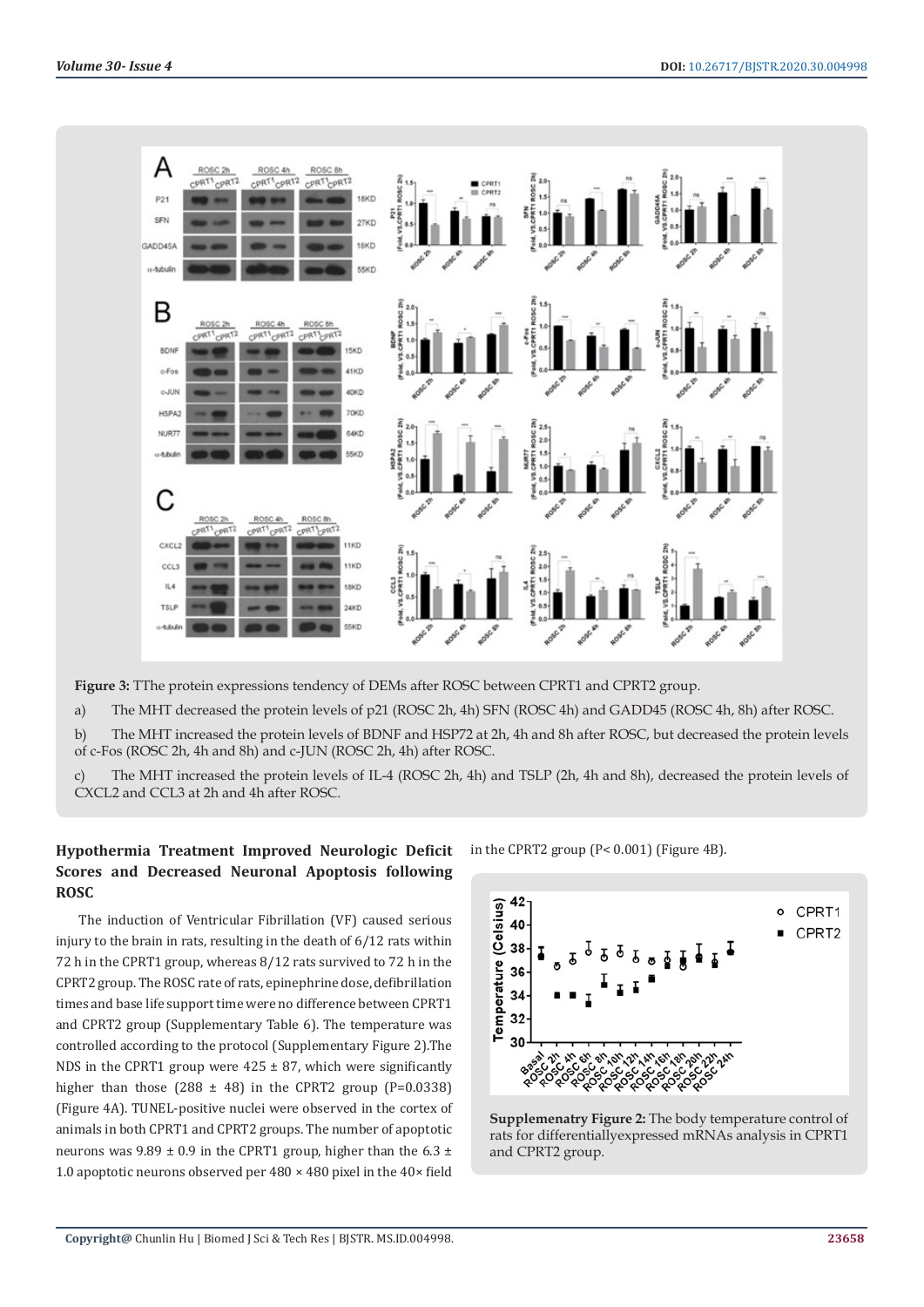**Figure 3:** TThe protein expressions tendency of DEMs after ROSC between CPRT1 and CPRT2 group.

a) The MHT decreased the protein levels of p21 (ROSC 2h, 4h) SFN (ROSC 4h) and GADD45 (ROSC 4h, 8h) after ROSC.

b) The MHT increased the protein levels of BDNF and HSP72 at 2h, 4h and 8h after ROSC, but decreased the protein levels of c-Fos (ROSC 2h, 4h and 8h) and c-JUN (ROSC 2h, 4h) after ROSC.

c) The MHT increased the protein levels of IL-4 (ROSC 2h, 4h) and TSLP (2h, 4h and 8h), decreased the protein levels of CXCL2 and CCL3 at 2h and 4h after ROSC.

### Hypothermia Treatment Improved Neurologic Deficit Scores and Decreased Neuronal Apoptosis following ROSC

The induction of Ventricular Fibrillation (VF) caused serious injury to the brain in rats, resulting in the death of 6/12 rats within 72 h in the CPRT1 group, whereas 8/12 rats survived to 72 h in the CPRT2 group. The ROSC rate of rats, epinephrine dose, defibrillation times and base life support time were no difference between CPRT1 and CPRT2 group (Supplementary Table 6). The temperature was controlled according to the protocol (Supplementary Figure 2).The NDS in the CPRT1 group were 425 ± 87, which were significantly higher than those (288 ± 48) in the CPRT2 group (P=0.0338) (Figure 4A). TUNEL-positive nuclei were observed in the cortex of animals in both CPRT1 and CPRT2 groups. The number of apoptotic neurons was 9.89 ± 0.9 in the CPRT1 group, higher than the 6.3 ± 1.0 apoptotic neurons observed per 480 × 480 pixel in the 40× field in the CPRT2 group (P< 0.001) (Figure 4B).

**Supplemenatry Figure 2:** The body temperature control of rats for differentiallyexpressed mRNAs analysis in CPRT1 and CPRT2 group.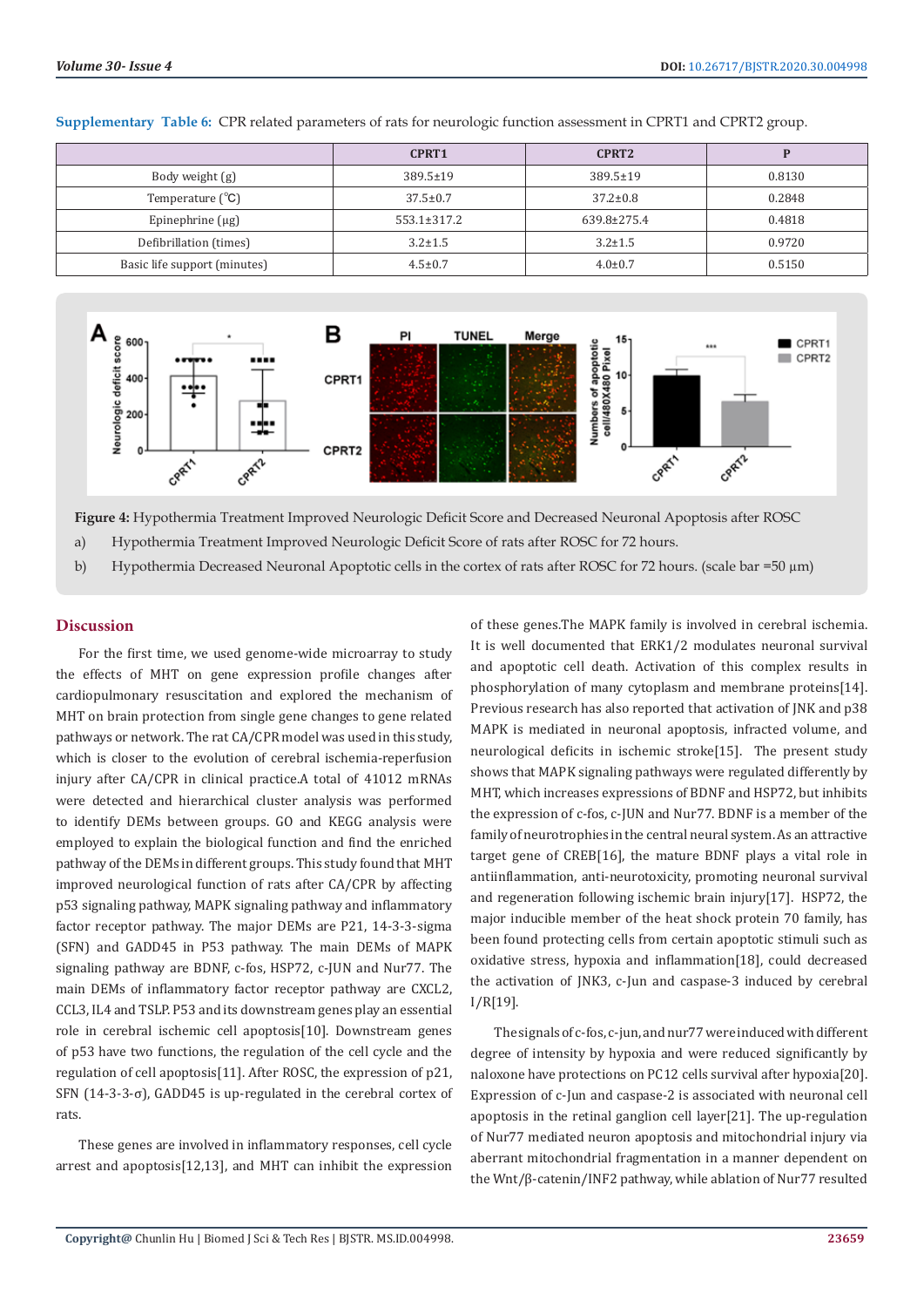**Supplementary Table 6:** CPR related parameters of rats for neurologic function assessment in CPRT1 and CPRT2 group.

| | CPRT1 | CPRT2 | P |
|---|---|---|---|
| Body weight (g) | 389.5±19 | 389.5±19 | 0.8130 |
| Temperature (℃) | 37.5±0.7 | 37.2±0.8 | 0.2848 |
| Epinephrine (μg) | 553.1±317.2 | 639.8±275.4 | 0.4818 |
| Defibrillation (times) | 3.2±1.5 | 3.2±1.5 | 0.9720 |
| Basic life support (minutes) | 4.5±0.7 | 4.0±0.7 | 0.5150 |

**Figure 4:** Hypothermia Treatment Improved Neurologic Deficit Score and Decreased Neuronal Apoptosis after ROSC

a) Hypothermia Treatment Improved Neurologic Deficit Score of rats after ROSC for 72 hours.

b) Hypothermia Decreased Neuronal Apoptotic cells in the cortex of rats after ROSC for 72 hours. (scale bar =50 μm)

## Discussion

For the first time, we used genome-wide microarray to study the effects of MHT on gene expression profile changes after cardiopulmonary resuscitation and explored the mechanism of MHT on brain protection from single gene changes to gene related pathways or network. The rat CA/CPR model was used in this study, which is closer to the evolution of cerebral ischemia-reperfusion injury after CA/CPR in clinical practice.A total of 41012 mRNAs were detected and hierarchical cluster analysis was performed to identify DEMs between groups. GO and KEGG analysis were employed to explain the biological function and find the enriched pathway of the DEMs in different groups. This study found that MHT improved neurological function of rats after CA/CPR by affecting p53 signaling pathway, MAPK signaling pathway and inflammatory factor receptor pathway. The major DEMs are P21, 14-3-3-sigma (SFN) and GADD45 in P53 pathway. The main DEMs of MAPK signaling pathway are BDNF, c-fos, HSP72, c-JUN and Nur77. The main DEMs of inflammatory factor receptor pathway are CXCL2, CCL3, IL4 and TSLP. P53 and its downstream genes play an essential role in cerebral ischemic cell apoptosis[10]. Downstream genes of p53 have two functions, the regulation of the cell cycle and the regulation of cell apoptosis[11]. After ROSC, the expression of p21, SFN (14-3-3-σ), GADD45 is up-regulated in the cerebral cortex of rats.

These genes are involved in inflammatory responses, cell cycle arrest and apoptosis[12,13], and MHT can inhibit the expression of these genes.The MAPK family is involved in cerebral ischemia. It is well documented that ERK1/2 modulates neuronal survival and apoptotic cell death. Activation of this complex results in phosphorylation of many cytoplasm and membrane proteins[14]. Previous research has also reported that activation of JNK and p38 MAPK is mediated in neuronal apoptosis, infracted volume, and neurological deficits in ischemic stroke[15]. The present study shows that MAPK signaling pathways were regulated differently by MHT, which increases expressions of BDNF and HSP72, but inhibits the expression of c-fos, c-JUN and Nur77. BDNF is a member of the family of neurotrophins in the central neural system. As an attractive target gene of CREB[16], the mature BDNF plays a vital role in antiinflammation, anti-neurotoxicity, promoting neuronal survival and regeneration following ischemic brain injury[17]. HSP72, the major inducible member of the heat shock protein 70 family, has been found protecting cells from certain apoptotic stimuli such as oxidative stress, hypoxia and inflammation[18], could decreased the activation of JNK3, c-Jun and caspase-3 induced by cerebral I/R[19].

The signals of c-fos, c-jun, and nur77 were induced with different degree of intensity by hypoxia and were reduced significantly by naloxone have protections on PC12 cells survival after hypoxia[20]. Expression of c-Jun and caspase-2 is associated with neuronal cell apoptosis in the retinal ganglion cell layer[21]. The up-regulation of Nur77 mediated neuron apoptosis and mitochondrial injury via aberrant mitochondrial fragmentation in a manner dependent on the Wnt/β-catenin/INF2 pathway, while ablation of Nur77 resulted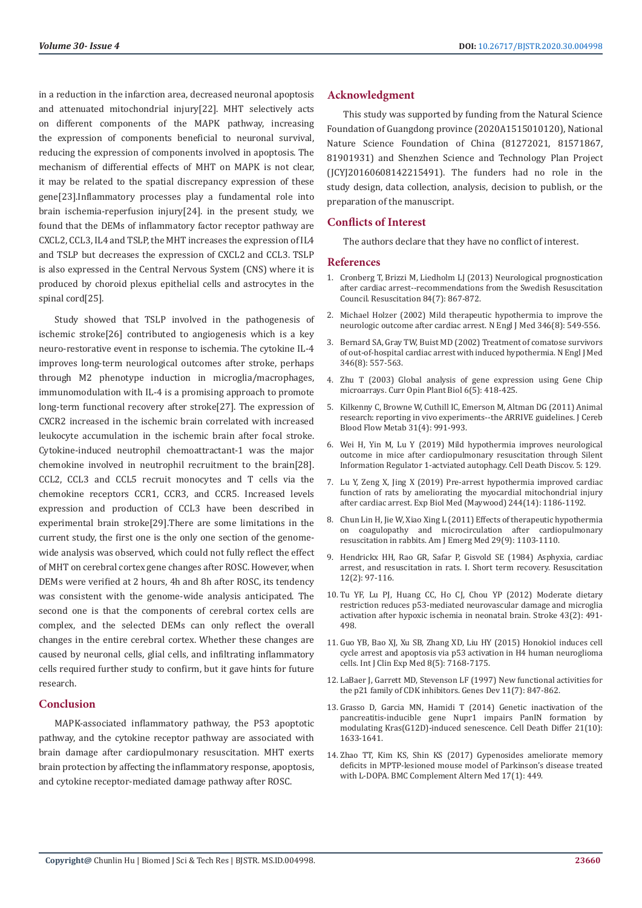in a reduction in the infarction area, decreased neuronal apoptosis and attenuated mitochondrial injury[22]. MHT selectively acts on different components of the MAPK pathway, increasing the expression of components beneficial to neuronal survival, reducing the expression of components involved in apoptosis. The mechanism of differential effects of MHT on MAPK is not clear, it may be related to the spatial discrepancy expression of these gene[23].Inflammatory processes play a fundamental role into brain ischemia-reperfusion injury[24]. in the present study, we found that the DEMs of inflammatory factor receptor pathway are CXCL2, CCL3, IL4 and TSLP, the MHT increases the expression of IL4 and TSLP but decreases the expression of CXCL2 and CCL3. TSLP is also expressed in the Central Nervous System (CNS) where it is produced by choroid plexus epithelial cells and astrocytes in the spinal cord[25].

Study showed that TSLP involved in the pathogenesis of ischemic stroke[26] contributed to angiogenesis which is a key neuro-restorative event in response to ischemia. The cytokine IL-4 improves long-term neurological outcomes after stroke, perhaps through M2 phenotype induction in microglia/macrophages, immunomodulation with IL-4 is a promising approach to promote long-term functional recovery after stroke[27]. The expression of CXCR2 increased in the ischemic brain correlated with increased leukocyte accumulation in the ischemic brain after focal stroke. Cytokine-induced neutrophil chemoattractant-1 was the major chemokine involved in neutrophil recruitment to the brain[28]. CCL2, CCL3 and CCL5 recruit monocytes and T cells via the chemokine receptors CCR1, CCR3, and CCR5. Increased levels expression and production of CCL3 have been described in experimental brain stroke[29].There are some limitations in the current study, the first one is the only one section of the genome-wide analysis was observed, which could not fully reflect the effect of MHT on cerebral cortex gene changes after ROSC. However, when DEMs were verified at 2 hours, 4h and 8h after ROSC, its tendency was consistent with the genome-wide analysis anticipated. The second one is that the components of cerebral cortex cells are complex, and the selected DEMs can only reflect the overall changes in the entire cerebral cortex. Whether these changes are caused by neuronal cells, glial cells, and infiltrating inflammatory cells required further study to confirm, but it gave hints for future research.

## Conclusion

MAPK-associated inflammatory pathway, the P53 apoptotic pathway, and the cytokine receptor pathway are associated with brain damage after cardiopulmonary resuscitation. MHT exerts brain protection by affecting the inflammatory response, apoptosis, and cytokine receptor-mediated damage pathway after ROSC.

## Acknowledgment

This study was supported by funding from the Natural Science Foundation of Guangdong province (2020A1515010120), National Nature Science Foundation of China (81272021, 81571867, 81901931) and Shenzhen Science and Technology Plan Project (JCYJ20160608142215491). The funders had no role in the study design, data collection, analysis, decision to publish, or the preparation of the manuscript.

## Conflicts of Interest

The authors declare that they have no conflict of interest.

## References

1. Cronberg T, Brizzi M, Liedholm LJ (2013) Neurological prognostication after cardiac arrest--recommendations from the Swedish Resuscitation Council. Resuscitation 84(7): 867-872.
2. Michael Holzer (2002) Mild therapeutic hypothermia to improve the neurologic outcome after cardiac arrest. N Engl J Med 346(8): 549-556.
3. Bernard SA, Gray TW, Buist MD (2002) Treatment of comatose survivors of out-of-hospital cardiac arrest with induced hypothermia. N Engl J Med 346(8): 557-563.
4. Zhu T (2003) Global analysis of gene expression using Gene Chip microarrays. Curr Opin Plant Biol 6(5): 418-425.
5. Kilkenny C, Browne W, Cuthill IC, Emerson M, Altman DG (2011) Animal research: reporting in vivo experiments--the ARRIVE guidelines. J Cereb Blood Flow Metab 31(4): 991-993.
6. Wei H, Yin M, Lu Y (2019) Mild hypothermia improves neurological outcome in mice after cardiopulmonary resuscitation through Silent Information Regulator 1-actviated autophagy. Cell Death Discov. 5: 129.
7. Lu Y, Zeng X, Jing X (2019) Pre-arrest hypothermia improved cardiac function of rats by ameliorating the myocardial mitochondrial injury after cardiac arrest. Exp Biol Med (Maywood) 244(14): 1186-1192.
8. Chun Lin H, Jie W, Xiao Xing L (2011) Effects of therapeutic hypothermia on coagulopathy and microcirculation after cardiopulmonary resuscitation in rabbits. Am J Emerg Med 29(9): 1103-1110.
9. Hendrickx HH, Rao GR, Safar P, Gisvold SE (1984) Asphyxia, cardiac arrest, and resuscitation in rats. I. Short term recovery. Resuscitation 12(2): 97-116.
10. Tu YF, Lu PJ, Huang CC, Ho CJ, Chou YP (2012) Moderate dietary restriction reduces p53-mediated neurovascular damage and microglia activation after hypoxic ischemia in neonatal brain. Stroke 43(2): 491-498.
11. Guo YB, Bao XJ, Xu SB, Zhang XD, Liu HY (2015) Honokiol induces cell cycle arrest and apoptosis via p53 activation in H4 human neuroglioma cells. Int J Clin Exp Med 8(5): 7168-7175.
12. LaBaer J, Garrett MD, Stevenson LF (1997) New functional activities for the p21 family of CDK inhibitors. Genes Dev 11(7): 847-862.
13. Grasso D, Garcia MN, Hamidi T (2014) Genetic inactivation of the pancreatitis-inducible gene Nupr1 impairs PanIN formation by modulating Kras(G12D)-induced senescence. Cell Death Differ 21(10): 1633-1641.
14. Zhao TT, Kim KS, Shin KS (2017) Gypenosides ameliorate memory deficits in MPTP-lesioned mouse model of Parkinson's disease treated with L-DOPA. BMC Complement Altern Med 17(1): 449.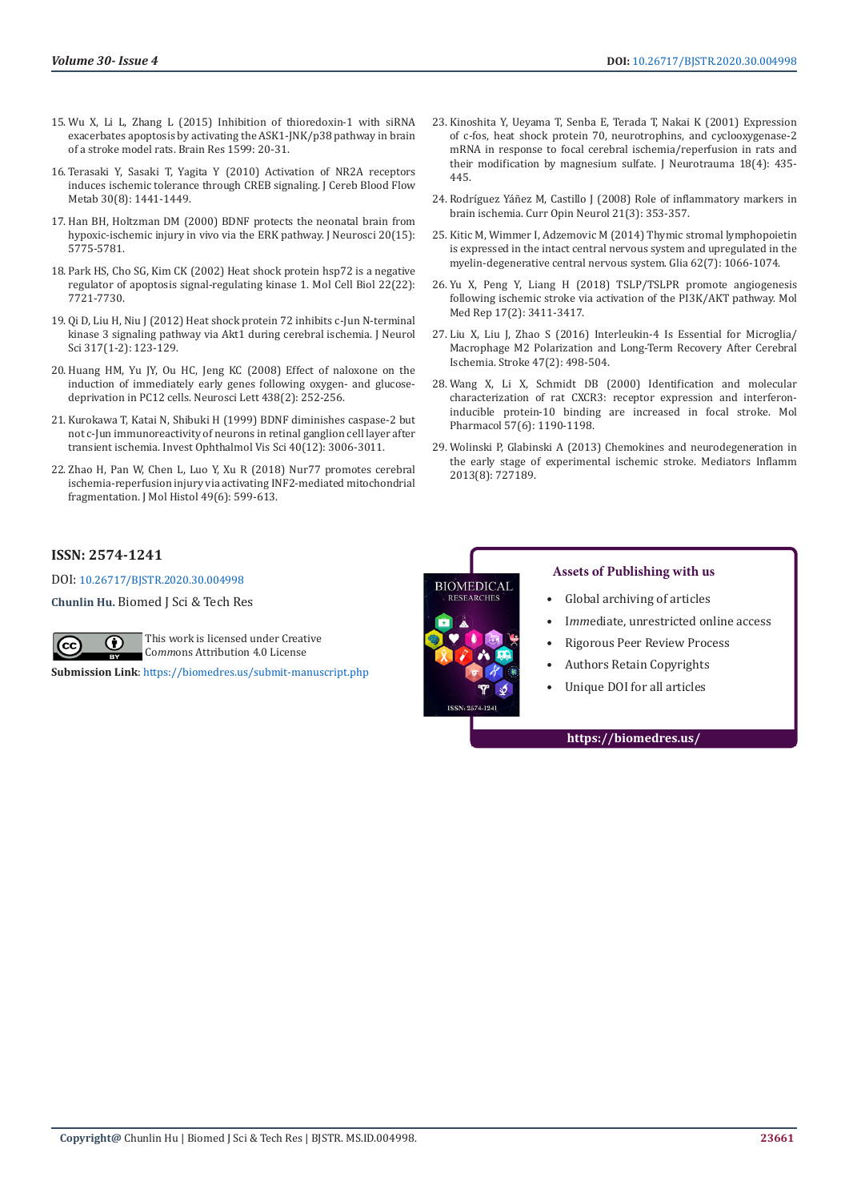15. Wu X, Li L, Zhang L (2015) Inhibition of thioredoxin-1 with siRNA exacerbates apoptosis by activating the ASK1-JNK/p38 pathway in brain of a stroke model rats. Brain Res 1599: 20-31.
16. Terasaki Y, Sasaki T, Yagita Y (2010) Activation of NR2A receptors induces ischemic tolerance through CREB signaling. J Cereb Blood Flow Metab 30(8): 1441-1449.
17. Han BH, Holtzman DM (2000) BDNF protects the neonatal brain from hypoxic-ischemic injury in vivo via the ERK pathway. J Neurosci 20(15): 5775-5781.
18. Park HS, Cho SG, Kim CK (2002) Heat shock protein hsp72 is a negative regulator of apoptosis signal-regulating kinase 1. Mol Cell Biol 22(22): 7721-7730.
19. Qi D, Liu H, Niu J (2012) Heat shock protein 72 inhibits c-Jun N-terminal kinase 3 signaling pathway via Akt1 during cerebral ischemia. J Neurol Sci 317(1-2): 123-129.
20. Huang HM, Yu JY, Ou HC, Jeng KC (2008) Effect of naloxone on the induction of immediately early genes following oxygen- and glucose-deprivation in PC12 cells. Neurosci Lett 438(2): 252-256.
21. Kurokawa T, Katai N, Shibuki H (1999) BDNF diminishes caspase-2 but not c-Jun immunoreactivity of neurons in retinal ganglion cell layer after transient ischemia. Invest Ophthalmol Vis Sci 40(12): 3006-3011.
22. Zhao H, Pan W, Chen L, Luo Y, Xu R (2018) Nur77 promotes cerebral ischemia-reperfusion injury via activating INF2-mediated mitochondrial fragmentation. J Mol Histol 49(6): 599-613.
23. Kinoshita Y, Ueyama T, Senba E, Terada T, Nakai K (2001) Expression of c-fos, heat shock protein 70, neurotrophins, and cyclooxygenase-2 mRNA in response to focal cerebral ischemia/reperfusion in rats and their modification by magnesium sulfate. J Neurotrauma 18(4): 435-445.
24. Rodríguez Yáñez M, Castillo J (2008) Role of inflammatory markers in brain ischemia. Curr Opin Neurol 21(3): 353-357.
25. Kitic M, Wimmer I, Adzemovic M (2014) Thymic stromal lymphopoietin is expressed in the intact central nervous system and upregulated in the myelin-degenerative central nervous system. Glia 62(7): 1066-1074.
26. Yu X, Peng Y, Liang H (2018) TSLP/TSLPR promote angiogenesis following ischemic stroke via activation of the PI3K/AKT pathway. Mol Med Rep 17(2): 3411-3417.
27. Liu X, Liu J, Zhao S (2016) Interleukin-4 Is Essential for Microglia/Macrophage M2 Polarization and Long-Term Recovery After Cerebral Ischemia. Stroke 47(2): 498-504.
28. Wang X, Li X, Schmidt DB (2000) Identification and molecular characterization of rat CXCR3: receptor expression and interferon-inducible protein-10 binding are increased in focal stroke. Mol Pharmacol 57(6): 1190-1198.
29. Wolinski P, Glabinski A (2013) Chemokines and neurodegeneration in the early stage of experimental ischemic stroke. Mediators Inflamm 2013(8): 727189.

**ISSN: 2574-1241**

DOI: 10.26717/BJSTR.2020.30.004998

**Chunlin Hu.** Biomed J Sci & Tech Res

This work is licensed under Creative Commons Attribution 4.0 License

**Submission Link**: https://biomedres.us/submit-manuscript.php

**Assets of Publishing with us**

- Global archiving of articles
- Immediate, unrestricted online access
- Rigorous Peer Review Process
- Authors Retain Copyrights
- Unique DOI for all articles

**https://biomedres.us/**